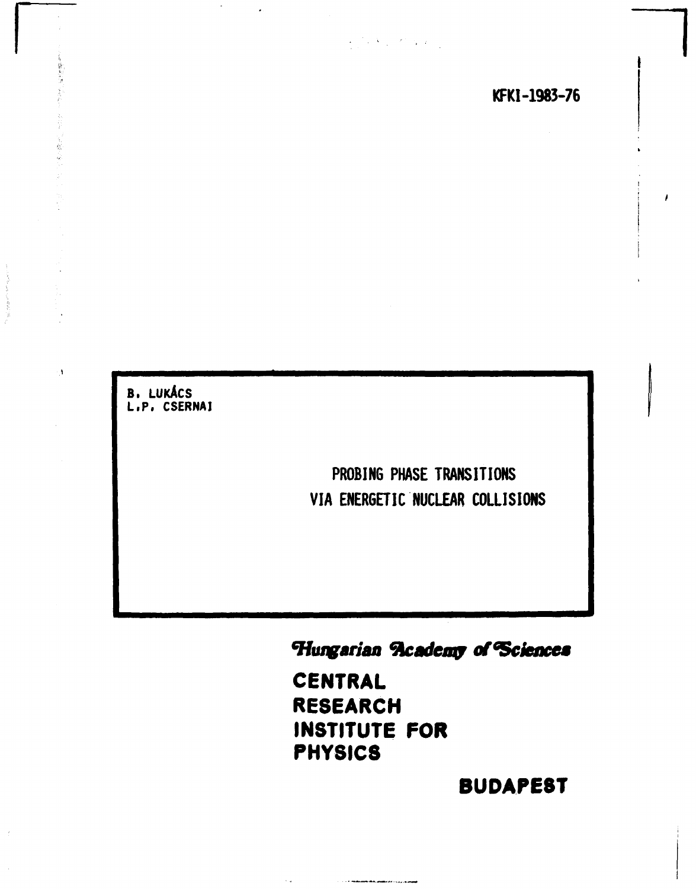KFKI-1983-76

B. LUKÁCS
L.P. CSERNAI

# PROBING PHASE TRANSITIONS VIA ENERGETIC NUCLEAR COLLISIONS

*Hungarian Academy of Sciences*

**CENTRAL RESEARCH INSTITUTE FOR PHYSICS**

**BUDAPEST**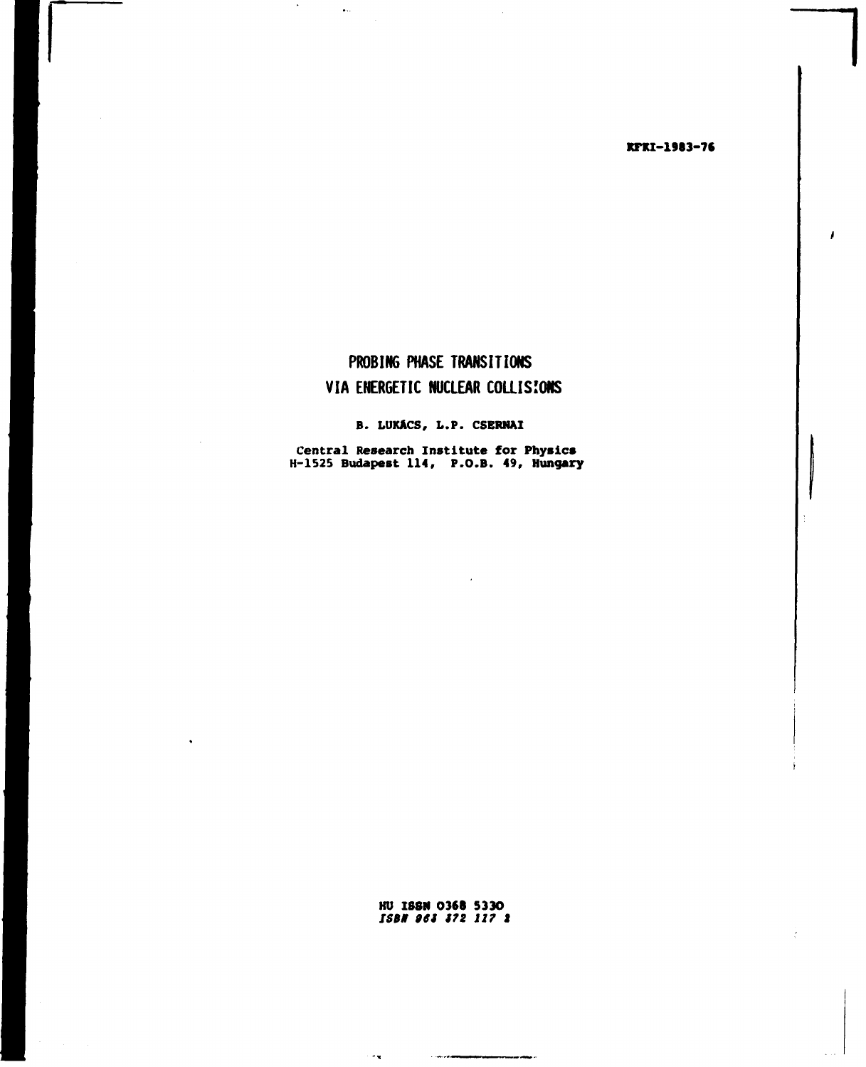KFKI-1983-76

# PROBING PHASE TRANSITIONS VIA ENERGETIC NUCLEAR COLLISIONS

**B. LUKÁCS, L.P. CSERNAI**

Central Research Institute for Physics
H-1525 Budapest 114, P.O.B. 49, Hungary

HU ISSN 0368 5330
*ISBN 963 372 117 2*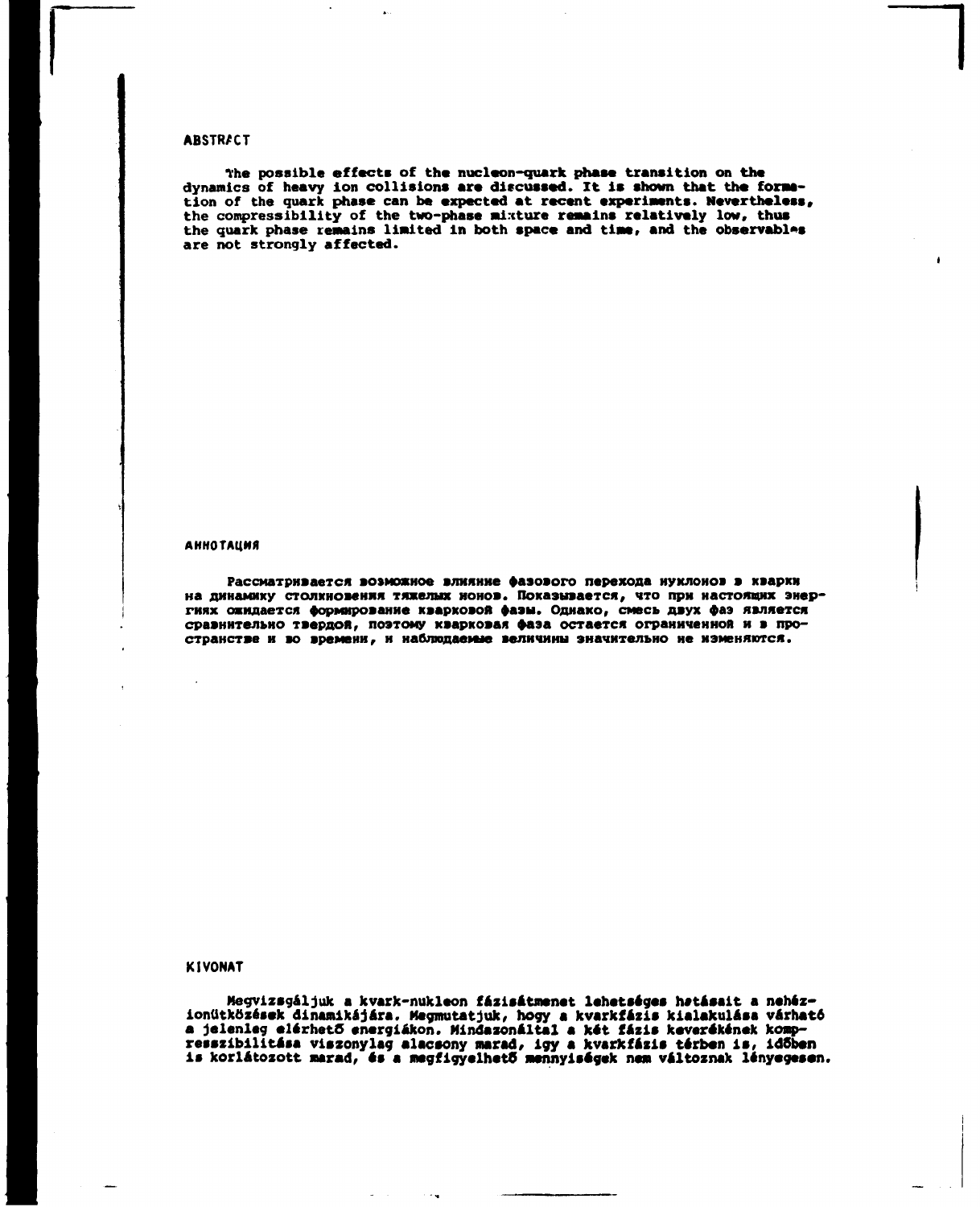## ABSTRACT

The possible effects of the nucleon-quark phase transition on the dynamics of heavy ion collisions are discussed. It is shown that the formation of the quark phase can be expected at recent experiments. Nevertheless, the compressibility of the two-phase mixture remains relatively low, thus the quark phase remains limited in both space and time, and the observables are not strongly affected.

## АННОТАЦИЯ

Рассматривается возможное влияние фазового перехода нуклонов в кварки на динамику столкновения тяжелых ионов. Показывается, что при настоящих энергиях ожидается формирование кварковой фазы. Однако, смесь двух фаз является сравнительно твердой, поэтому кварковая фаза остается ограниченной и в пространстве и во времени, и наблюдаемые величины значительно не изменяются.

## KIVONAT

Megvizsgáljuk a kvark-nukleon fázisátmenet lehetséges hatásait a nehézionütközések dinamikájára. Megmutatjuk, hogy a kvarkfázis kialakulása várható a jelenleg elérhető energiákon. Mindazonáltal a két fázis keverékének kompresszibilitása viszonylag alacsony marad, így a kvarkfázis térben is, időben is korlátozott marad, és a megfigyelhető mennyiségek nem változnak lényegesen.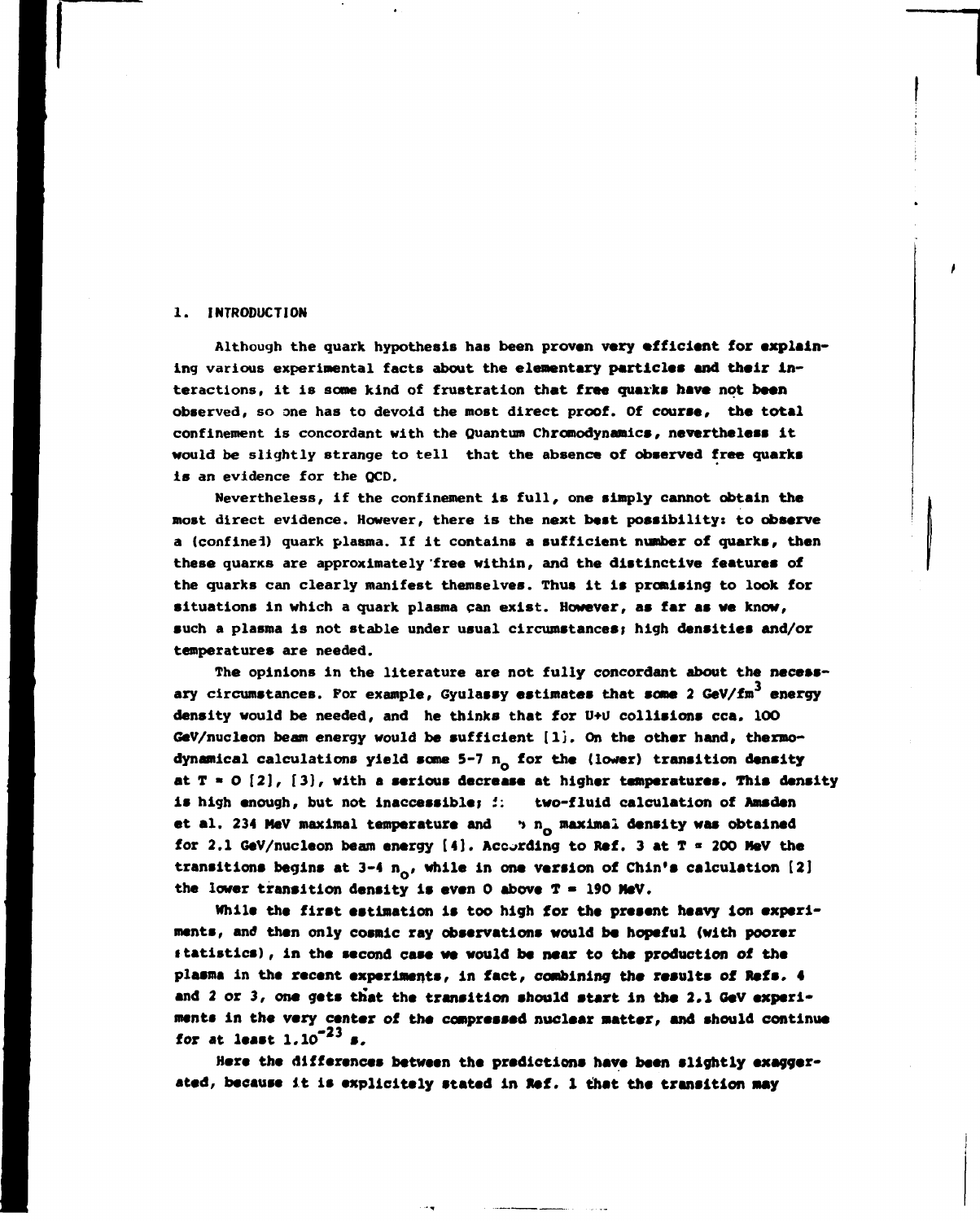## 1. INTRODUCTION

Although the quark hypothesis has been proven very efficient for explaining various experimental facts about the elementary particles and their interactions, it is some kind of frustration that free quarks have not been observed, so one has to devoid the most direct proof. Of course, the total confinement is concordant with the Quantum Chromodynamics, nevertheless it would be slightly strange to tell that the absence of observed free quarks is an evidence for the QCD.

Nevertheless, if the confinement is full, one simply cannot obtain the most direct evidence. However, there is the next best possibility: to observe a (confined) quark plasma. If it contains a sufficient number of quarks, then these quarks are approximately free within, and the distinctive features of the quarks can clearly manifest themselves. Thus it is promising to look for situations in which a quark plasma can exist. However, as far as we know, such a plasma is not stable under usual circumstances; high densities and/or temperatures are needed.

The opinions in the literature are not fully concordant about the necessary circumstances. For example, Gyulassy estimates that some 2 $GeV/fm^3$ energy density would be needed, and he thinks that for U+U collisions cca. 100 GeV/nucleon beam energy would be sufficient [1]. On the other hand, thermodynamical calculations yield some 5-7 $n_o$ for the (lower) transition density at $T = 0$ [2], [3], with a serious decrease at higher temperatures. This density is high enough, but not inaccessible; in two-fluid calculation of Amsden et al. 234 MeV maximal temperature and 5 $n_o$ maximal density was obtained for 2.1 GeV/nucleon beam energy [4]. According to Ref. 3 at $T = 200$ MeV the transitions begins at 3-4 $n_o$, while in one version of Chin's calculation [2] the lower transition density is even 0 above $T = 190$ MeV.

While the first estimation is too high for the present heavy ion experiments, and then only cosmic ray observations would be hopeful (with poorer statistics), in the second case we would be near to the production of the plasma in the recent experiments, in fact, combining the results of Refs. 4 and 2 or 3, one gets that the transition should start in the 2.1 GeV experiments in the very center of the compressed nuclear matter, and should continue for at least $1.10^{-23}$ s.

Here the differences between the predictions have been slightly exaggerated, because it is explicitely stated in Ref. 1 that the transition may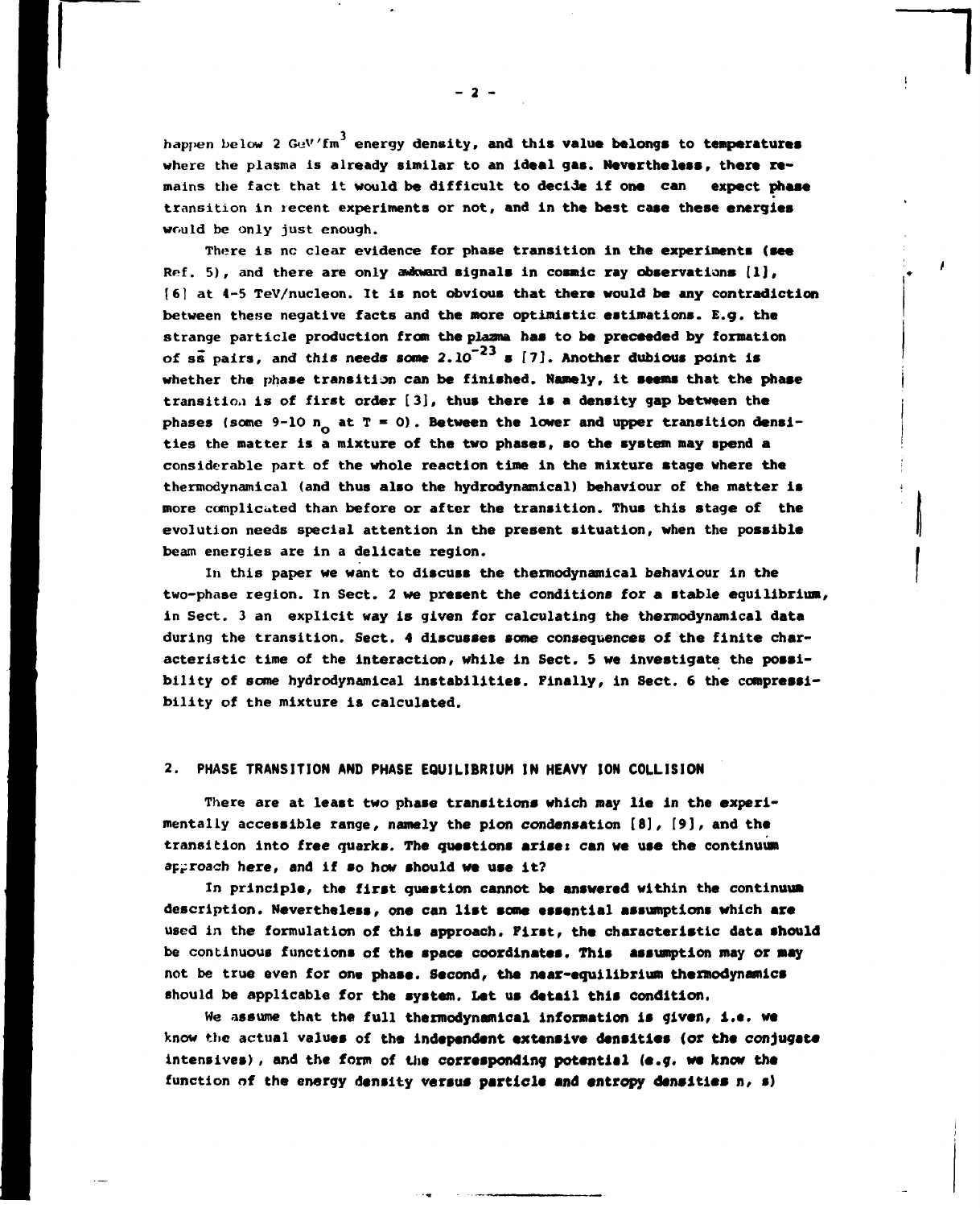happen below 2 $GeV/fm^3$ energy density, and this value belongs to temperatures where the plasma is already similar to an ideal gas. Nevertheless, there remains the fact that it would be difficult to decide if one can expect phase transition in recent experiments or not, and in the best case these energies would be only just enough.

There is no clear evidence for phase transition in the experiments (see Ref. 5), and there are only awkward signals in cosmic ray observations [1], [6] at 4-5 TeV/nucleon. It is not obvious that there would be any contradiction between these negative facts and the more optimistic estimations. E.g. the strange particle production from the plasma has to be preceeded by formation of $s\bar{s}$ pairs, and this needs some $2.10^{-23}$ s [7]. Another dubious point is whether the phase transition can be finished. Namely, it seems that the phase transition is of first order [3], thus there is a density gap between the phases (some 9-10 $n_o$ at $T = 0$). Between the lower and upper transition densities the matter is a mixture of the two phases, so the system may spend a considerable part of the whole reaction time in the mixture stage where the thermodynamical (and thus also the hydrodynamical) behaviour of the matter is more complicated than before or after the transition. Thus this stage of the evolution needs special attention in the present situation, when the possible beam energies are in a delicate region.

In this paper we want to discuss the thermodynamical behaviour in the two-phase region. In Sect. 2 we present the conditions for a stable equilibrium, in Sect. 3 an explicit way is given for calculating the thermodynamical data during the transition. Sect. 4 discusses some consequences of the finite characteristic time of the interaction, while in Sect. 5 we investigate the possibility of some hydrodynamical instabilities. Finally, in Sect. 6 the compressibility of the mixture is calculated.

## 2. PHASE TRANSITION AND PHASE EQUILIBRIUM IN HEAVY ION COLLISION

There are at least two phase transitions which may lie in the experimentally accessible range, namely the pion condensation [8], [9], and the transition into free quarks. The questions arise: can we use the continuum approach here, and if so how should we use it?

In principle, the first question cannot be answered within the continuum description. Nevertheless, one can list some essential assumptions which are used in the formulation of this approach. First, the characteristic data should be continuous functions of the space coordinates. This assumption may or may not be true even for one phase. Second, the near-equilibrium thermodynamics should be applicable for the system. Let us detail this condition.

We assume that the full thermodynamical information is given, i.e. we know the actual values of the independent extensive densities (or the conjugate intensives), and the form of the corresponding potential (e.g. we know the function of the energy density versus particle and entropy densities $n$, $s$)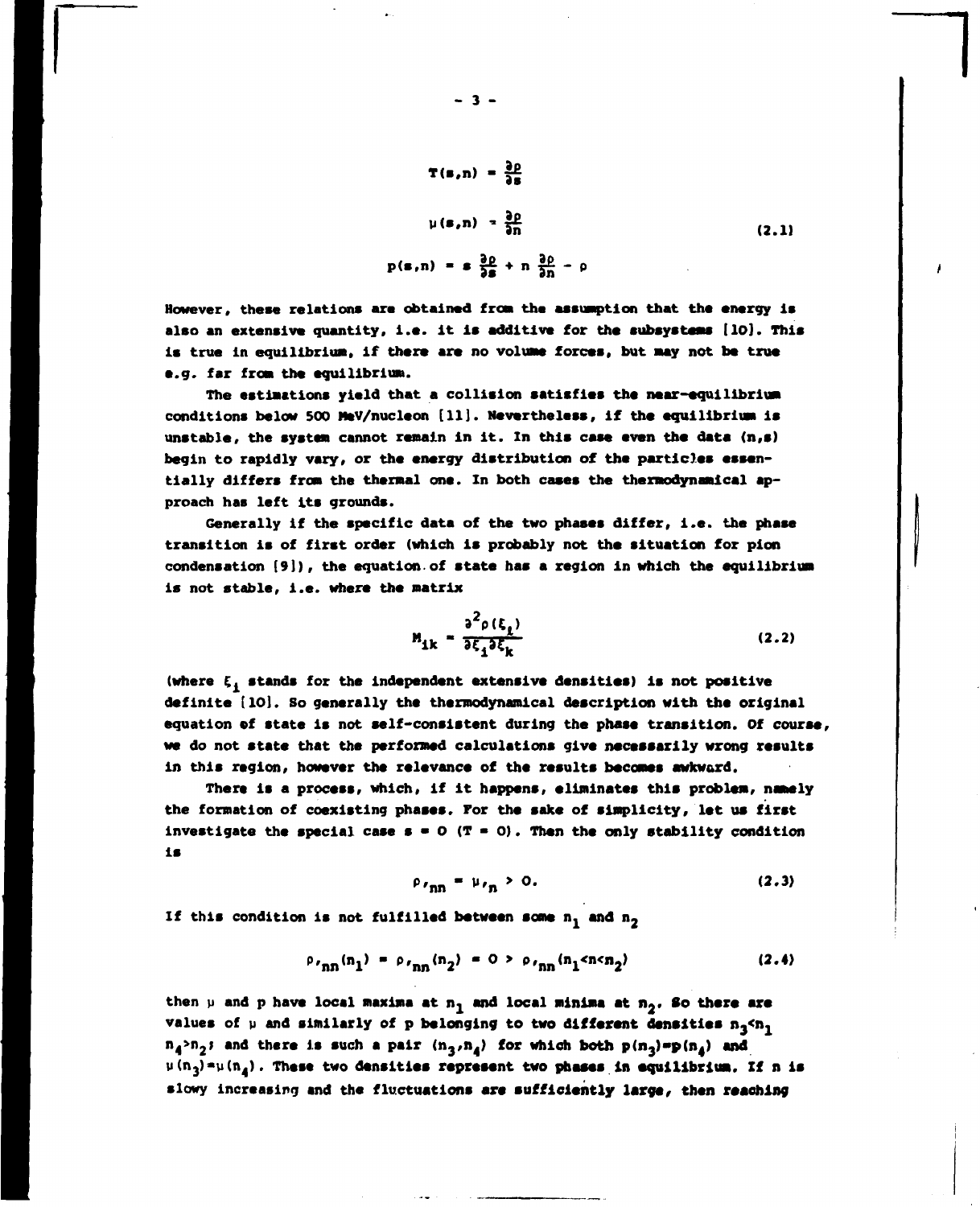$$
\begin{aligned}
T(s,n) &= \frac{\partial \rho}{\partial s} \\
\mu(s,n) &= \frac{\partial \rho}{\partial n} \qquad\qquad (2.1) \\
p(s,n) &= s\,\frac{\partial \rho}{\partial s} + n\,\frac{\partial \rho}{\partial n} - \rho
\end{aligned}
$$

However, these relations are obtained from the assumption that the energy is also an extensive quantity, i.e. it is additive for the subsystems [10]. This is true in equilibrium, if there are no volume forces, but may not be true e.g. far from the equilibrium.

The estimations yield that a collision satisfies the near-equilibrium conditions below 500 MeV/nucleon [11]. Nevertheless, if the equilibrium is unstable, the system cannot remain in it. In this case even the data $(n,s)$ begin to rapidly vary, or the energy distribution of the particles essentially differs from the thermal one. In both cases the thermodynamical approach has left its grounds.

Generally if the specific data of the two phases differ, i.e. the phase transition is of first order (which is probably not the situation for pion condensation [9]), the equation of state has a region in which the equilibrium is not stable, i.e. where the matrix

$$
M_{ik} = \frac{\partial^2 \rho(\xi_\ell)}{\partial \xi_i \partial \xi_k} \qquad (2.2)
$$

(where $\xi_i$ stands for the independent extensive densities) is not positive definite [10]. So generally the thermodynamical description with the original equation of state is not self-consistent during the phase transition. Of course, we do not state that the performed calculations give necessarily wrong results in this region, however the relevance of the results becomes awkward.

There is a process, which, if it happens, eliminates this problem, namely the formation of coexisting phases. For the sake of simplicity, let us first investigate the special case $s = 0$ $(T = 0)$. Then the only stability condition is

$$
\rho_{,nn} = \mu_{,n} > 0. \qquad (2.3)
$$

If this condition is not fulfilled between some $n_1$ and $n_2$

$$
\rho_{,nn}(n_1) = \rho_{,nn}(n_2) = 0 > \rho_{,nn}(n_1<n<n_2) \qquad (2.4)
$$

then $\mu$ and $p$ have local maxima at $n_1$ and local minima at $n_2$. So there are values of $\mu$ and similarly of $p$ belonging to two different densities $n_3<n_1$ $n_4>n_2$; and there is such a pair $(n_3,n_4)$ for which both $p(n_3)=p(n_4)$ and $\mu(n_3)=\mu(n_4)$. These two densities represent two phases in equilibrium. If n is slowy increasing and the fluctuations are sufficiently large, then reaching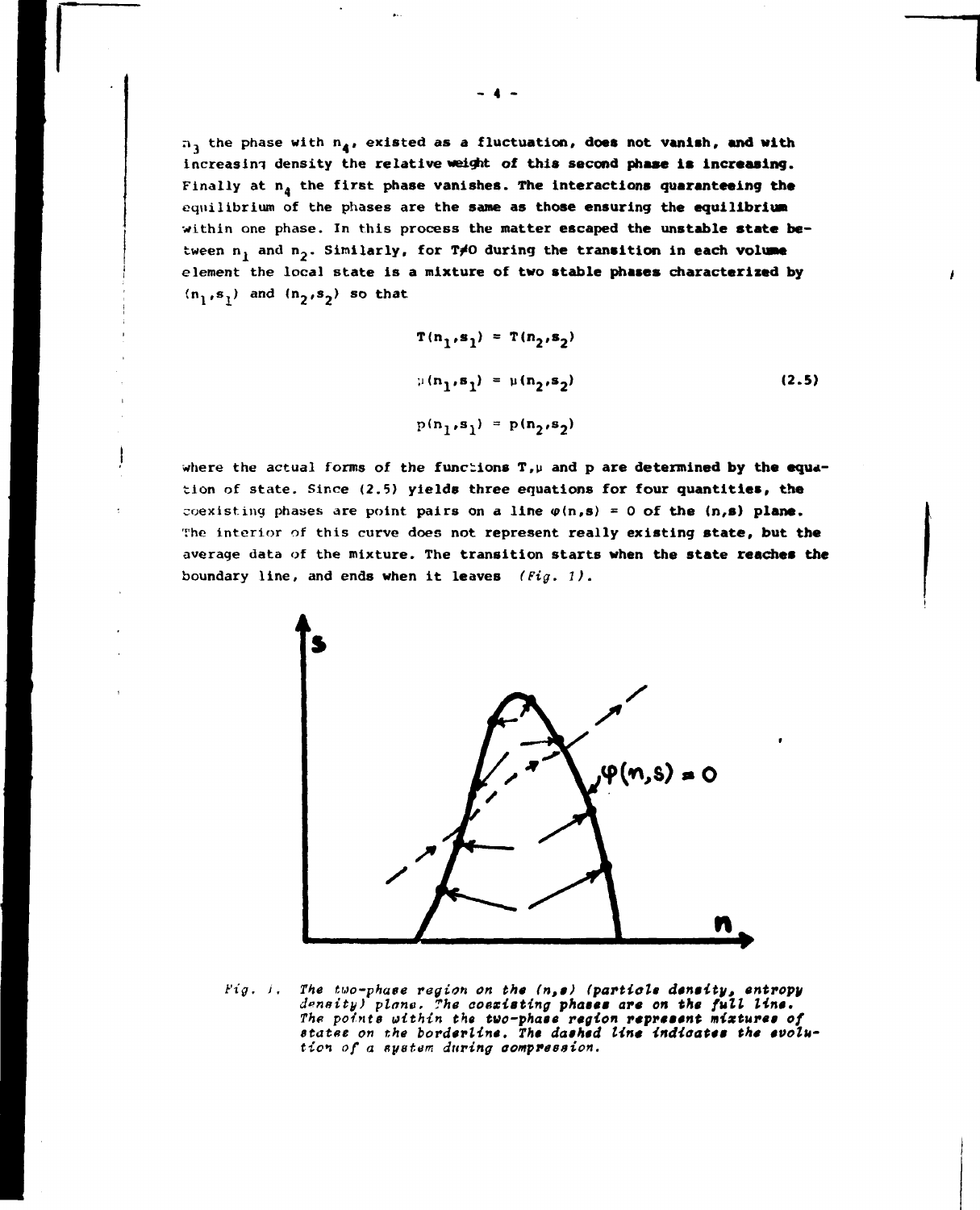$n_3$ the phase with $n_4$, existed as a fluctuation, does not vanish, and with increasing density the relative weight of this second phase is increasing. Finally at $n_4$ the first phase vanishes. The interactions guaranteeing the equilibrium of the phases are the same as those ensuring the equilibrium within one phase. In this process the matter escaped the unstable state between $n_1$ and $n_2$. Similarly, for $T \neq 0$ during the transition in each volume element the local state is a mixture of two stable phases characterized by $(n_1,s_1)$ and $(n_2,s_2)$ so that

$$
\begin{aligned}
T(n_1,s_1) &= T(n_2,s_2) \\
\mu(n_1,s_1) &= \mu(n_2,s_2) \\
p(n_1,s_1) &= p(n_2,s_2)
\end{aligned}
\tag{2.5}
$$

where the actual forms of the functions $T,\mu$ and $p$ are determined by the equation of state. Since (2.5) yields three equations for four quantities, the coexisting phases are point pairs on a line $\varphi(n,s) = 0$ of the $(n,s)$ plane. The interior of this curve does not represent really existing state, but the average data of the mixture. The transition starts when the state reaches the boundary line, and ends when it leaves *(Fig. 1)*.

*Fig. 1. The two-phase region on the (n,s) (particle density, entropy density) plane. The coexisting phases are on the full line. The points within the two-phase region represent mixtures of states on the borderline. The dashed line indicates the evolution of a system during compression.*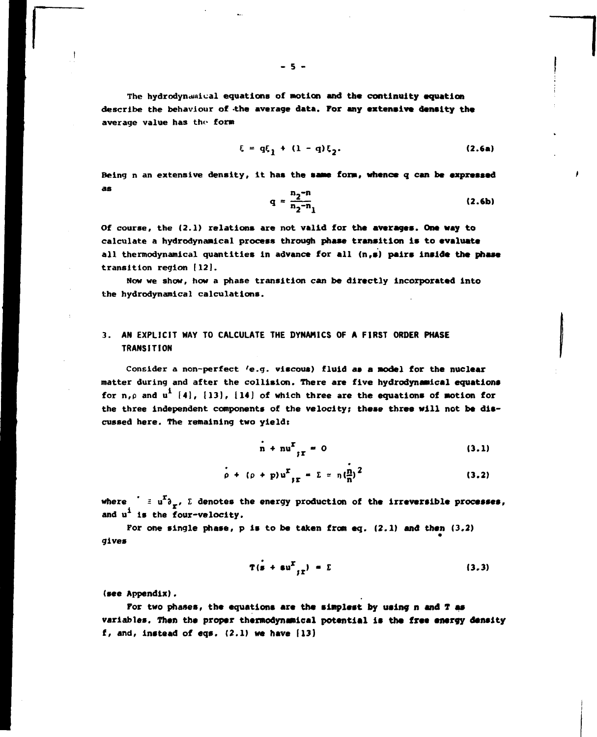The hydrodynamical equations of motion and the continuity equation describe the behaviour of the average data. For any extensive density the average value has the form

$$\xi = q\xi_1 + (1 - q)\xi_2. \tag{2.6a}$$

Being n an extensive density, it has the same form, whence q can be expressed as

$$q = \frac{n_2 - n}{n_2 - n_1} \tag{2.6b}$$

Of course, the (2.1) relations are not valid for the averages. One way to calculate a hydrodynamical process through phase transition is to evaluate all thermodynamical quantities in advance for all (n,s) pairs inside the phase transition region [12].

Now we show, how a phase transition can be directly incorporated into the hydrodynamical calculations.

## 3. AN EXPLICIT WAY TO CALCULATE THE DYNAMICS OF A FIRST ORDER PHASE TRANSITION

Consider a non-perfect (e.g. viscous) fluid as a model for the nuclear matter during and after the collision. There are five hydrodynamical equations for $n, \rho$ and $u^i$ [4], [13], [14] of which three are the equations of motion for the three independent components of the velocity; these three will not be discussed here. The remaining two yield:

$$\dot{n} + nu^r{}_{;r} = 0 \tag{3.1}$$

$$\dot{\rho} + (\rho + p)u^r{}_{;r} = \Sigma \simeq n(\frac{\dot{n}}{n})^2 \tag{3.2}$$

where $\dot{} \equiv u^r \partial_r$, $\Sigma$ denotes the energy production of the irreversible processes, and $u^i$ is the four-velocity.

For one single phase, p is to be taken from eq. (2.1) and then (3.2) gives

$$T(\dot{s} + su^r{}_{;r}) = \Sigma \tag{3.3}$$

(see Appendix).

For two phases, the equations are the simplest by using n and T as variables. Then the proper thermodynamical potential is the free energy density f, and, instead of eqs. (2.1) we have [13]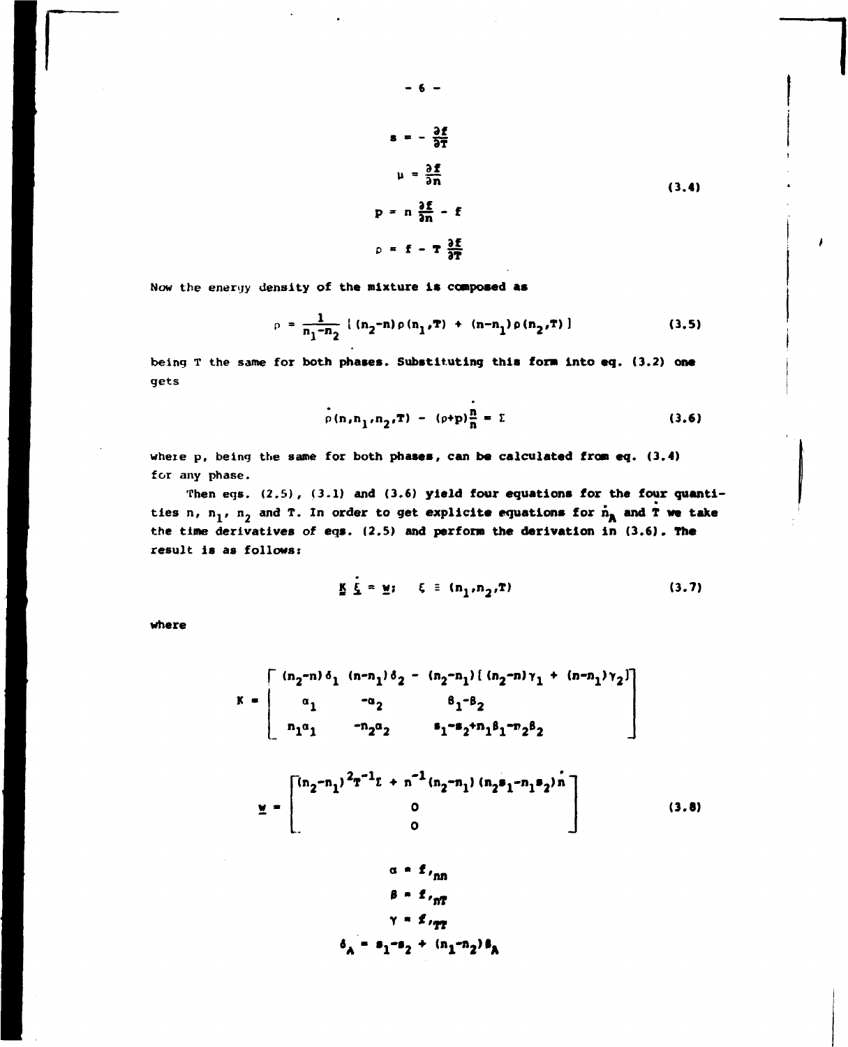$$
\begin{aligned}
s &= - \frac{\partial f}{\partial T} \\
\mu &= \frac{\partial f}{\partial n} \\
p &= n \frac{\partial f}{\partial n} - f \\
\rho &= f - T \frac{\partial f}{\partial T}
\end{aligned}
\tag{3.4}
$$

Now the energy density of the mixture is composed as

$$
\rho = \frac{1}{n_1 - n_2} \left[ (n_2 - n) \rho(n_1, T) + (n - n_1) \rho(n_2, T) \right] \tag{3.5}
$$

being T the same for both phases. Substituting this form into eq. (3.2) one gets

$$
\dot{\rho}(n, n_1, n_2, T) - (\rho + p) \frac{\dot{n}}{n} = \Sigma \tag{3.6}
$$

where p, being the same for both phases, can be calculated from eq. (3.4) for any phase.

Then eqs. (2.5), (3.1) and (3.6) yield four equations for the four quantities n, $n_1$, $n_2$ and T. In order to get explicit equations for $\dot{n}_A$ and $\dot{T}$ we take the time derivatives of eqs. (2.5) and perform the derivation in (3.6). The result is as follows:

$$
\underline{\underline{K}}\, \dot{\underline{\xi}} = \underline{w}; \quad \xi \equiv (n_1, n_2, T) \tag{3.7}
$$

where

$$
K = \begin{bmatrix} (n_2 - n)\delta_1 & (n - n_1)\delta_2 & - (n_2 - n_1)\left[ (n_2 - n)\gamma_1 + (n - n_1)\gamma_2 \right] \\ \alpha_1 & -\alpha_2 & \beta_1 - \beta_2 \\ n_1 \alpha_1 & -n_2 \alpha_2 & s_1 - s_2 + n_1 \beta_1 - n_2 \beta_2 \end{bmatrix}
$$

$$
\underline{w} = \begin{bmatrix} (n_2 - n_1)^2 T^{-1} \Sigma + n^{-1} (n_2 - n_1)(n_2 s_1 - n_1 s_2) \dot{n} \\ 0 \\ 0 \end{bmatrix} \tag{3.8}
$$

$$
\begin{aligned}
\alpha &= f_{,nn} \\
\beta &= f_{,nT} \\
\gamma &= f_{,TT} \\
\delta_A &= s_1 - s_2 + (n_1 - n_2)\beta_A
\end{aligned}
$$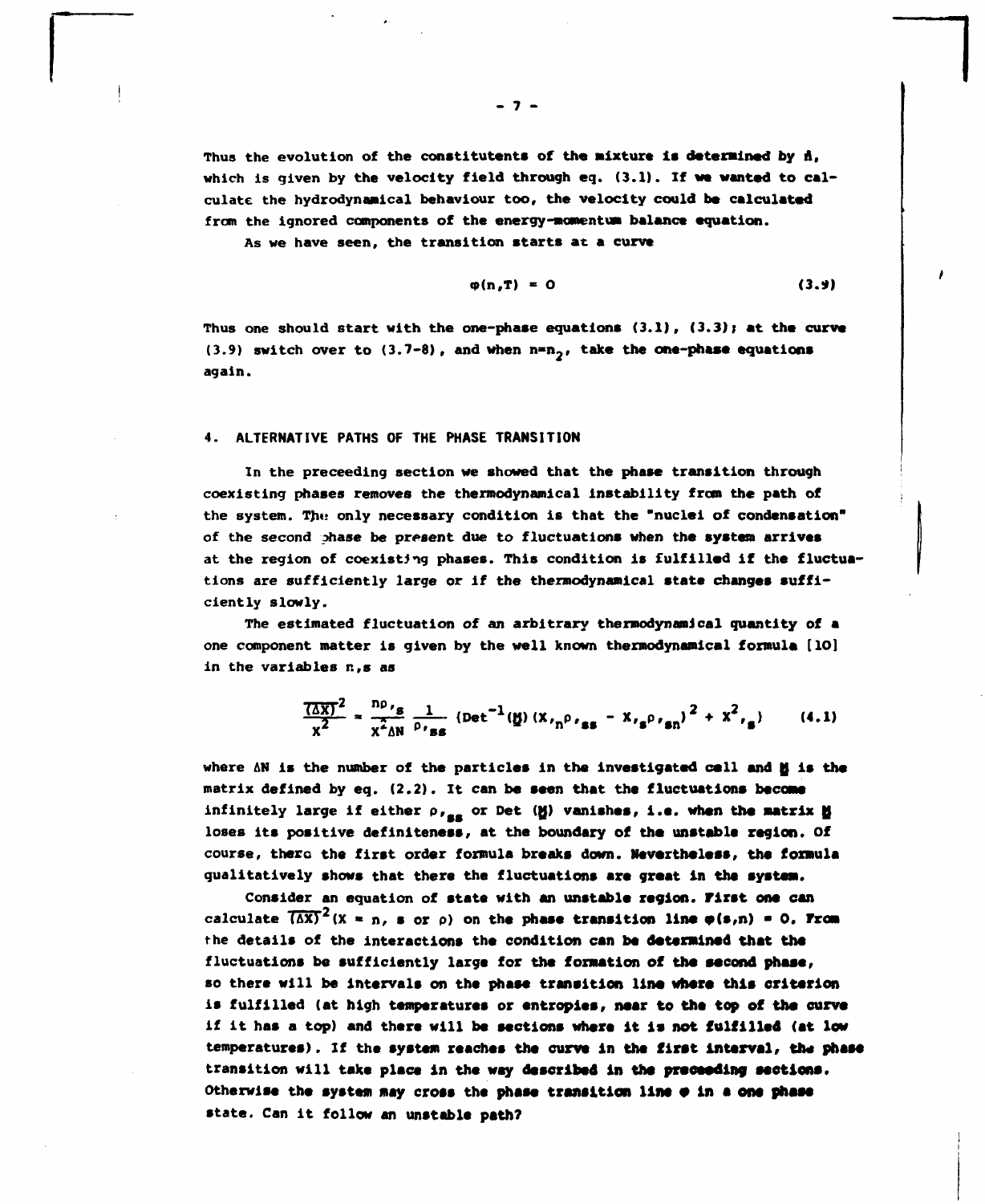Thus the evolution of the constitutents of the mixture is determined by $\dot{n}$, which is given by the velocity field through eq. (3.1). If we wanted to calculate the hydrodynamical behaviour too, the velocity could be calculated from the ignored components of the energy-momentum balance equation.

As we have seen, the transition starts at a curve

$$\varphi(n,T) = 0 \tag{3.9}$$

Thus one should start with the one-phase equations (3.1), (3.3); at the curve (3.9) switch over to (3.7-8), and when $n=n_2$, take the one-phase equations again.

## 4. ALTERNATIVE PATHS OF THE PHASE TRANSITION

In the preceeding section we showed that the phase transition through coexisting phases removes the thermodynamical instability from the path of the system. The only necessary condition is that the "nuclei of condensation" of the second phase be present due to fluctuations when the system arrives at the region of coexisting phases. This condition is fulfilled if the fluctuations are sufficiently large or if the thermodynamical state changes sufficiently slowly.

The estimated fluctuation of an arbitrary thermodynamical quantity of a one component matter is given by the well known thermodynamical formula [10] in the variables $n,s$ as

$$\frac{\overline{(\Delta X)^2}}{X^2} = \frac{n\rho_{,s}}{X^2 \Delta N}\,\frac{1}{\rho_{,ss}}\left(\mathrm{Det}^{-1}(\underline{M})\,(X_{,n}\rho_{,ss} - X_{,s}\rho_{,sn})^2 + X^2_{,s}\right) \tag{4.1}$$

where $\Delta N$ is the number of the particles in the investigated cell and $\underline{M}$ is the matrix defined by eq. (2.2). It can be seen that the fluctuations become infinitely large if either $\rho_{,ss}$ or $\mathrm{Det}\,(\underline{M})$ vanishes, i.e. when the matrix $\underline{M}$ loses its positive definiteness, at the boundary of the unstable region. Of course, there the first order formula breaks down. Nevertheless, the formula qualitatively shows that there the fluctuations are great in the system.

Consider an equation of state with an unstable region. First one can calculate $\overline{(\Delta X)^2}$ ($X = n$, $s$ or $\rho$) on the phase transition line $\varphi(s,n) = 0$. From the details of the interactions the condition can be determined that the fluctuations be sufficiently large for the formation of the second phase, so there will be intervals on the phase transition line where this criterion is fulfilled (at high temperatures or entropies, near to the top of the curve if it has a top) and there will be sections where it is not fulfilled (at low temperatures). If the system reaches the curve in the first interval, the phase transition will take place in the way described in the preceeding sections. Otherwise the system may cross the phase transition line $\varphi$ in a one phase state. Can it follow an unstable path?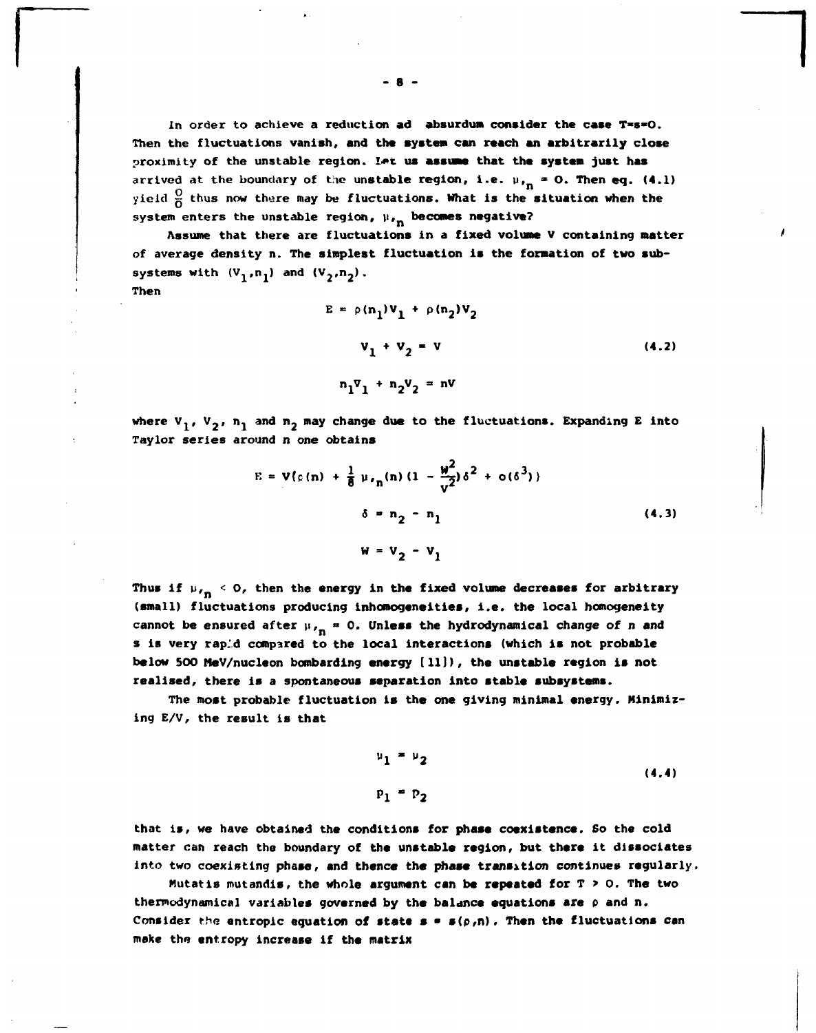In order to achieve a reduction ad absurdum consider the case $T=s=0$. Then the fluctuations vanish, and the system can reach an arbitrarily close proximity of the unstable region. Let us assume that the system just has arrived at the boundary of the unstable region, i.e. $\mu,_n = 0$. Then eq. (4.1) yield $\frac{0}{0}$ thus now there may be fluctuations. What is the situation when the system enters the unstable region, $\mu,_n$ becomes negative?

Assume that there are fluctuations in a fixed volume V containing matter of average density n. The simplest fluctuation is the formation of two subsystems with $(V_1,n_1)$ and $(V_2,n_2)$.

Then

$$
\begin{aligned}
E &= \rho(n_1)V_1 + \rho(n_2)V_2 \\
V_1 + V_2 &= V \qquad\qquad (4.2)\\
n_1V_1 + n_2V_2 &= nV
\end{aligned}
$$

where $V_1$, $V_2$, $n_1$ and $n_2$ may change due to the fluctuations. Expanding E into Taylor series around n one obtains

$$
\begin{aligned}
E &= V\{\rho(n) + \frac{1}{8}\mu,_n(n)(1 - \frac{W^2}{V^2})\delta^2 + o(\delta^3)\} \\
\delta &= n_2 - n_1 \qquad\qquad (4.3)\\
W &= V_2 - V_1
\end{aligned}
$$

Thus if $\mu,_n < 0$, then the energy in the fixed volume decreases for arbitrary (small) fluctuations producing inhomogeneities, i.e. the local homogeneity cannot be ensured after $\mu,_n = 0$. Unless the hydrodynamical change of n and s is very rapid compared to the local interactions (which is not probable below 500 MeV/nucleon bombarding energy [11]), the unstable region is not realised, there is a spontaneous separation into stable subsystems.

The most probable fluctuation is the one giving minimal energy. Minimizing E/V, the result is that

$$
\begin{aligned}
\mu_1 &= \mu_2 \qquad\qquad (4.4)\\
p_1 &= p_2
\end{aligned}
$$

that is, we have obtained the conditions for phase coexistence. So the cold matter can reach the boundary of the unstable region, but there it dissociates into two coexisting phase, and thence the phase transition continues regularly.

Mutatis mutandis, the whole argument can be repeated for $T > 0$. The two thermodynamical variables governed by the balance equations are $\rho$ and n. Consider the entropic equation of state $s = s(\rho,n)$. Then the fluctuations can make the entropy increase if the matrix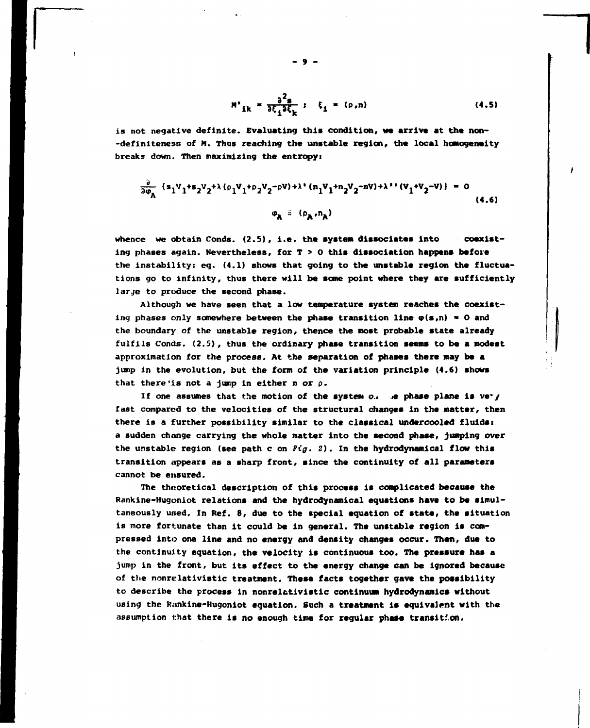$$M'_{ik} = \frac{\partial^2 s}{\partial \xi_i \partial \xi_k} \; ; \quad \xi_i = (\rho, n) \tag{4.5}$$

is not negative definite. Evaluating this condition, we arrive at the non--definiteness of M. Thus reaching the unstable region, the local homogeneity breaks down. Then maximizing the entropy:

$$\frac{\partial}{\partial \varphi_A} \left( s_1 V_1 + s_2 V_2 + \lambda (\rho_1 V_1 + \rho_2 V_2 - \rho V) + \lambda' (n_1 V_1 + n_2 V_2 - nV) + \lambda'' (V_1 + V_2 - V) \right) = 0$$

$$\varphi_A \equiv (\rho_A, n_A) \tag{4.6}$$

whence we obtain Conds. (2.5), i.e. the system dissociates into coexisting phases again. Nevertheless, for $T > 0$ this dissociation happens before the instability: eq. (4.1) shows that going to the unstable region the fluctuations go to infinity, thus there will be some point where they are sufficiently large to produce the second phase.

Although we have seen that a low temperature system reaches the coexisting phases only somewhere between the phase transition line $\varphi(s,n) = 0$ and the boundary of the unstable region, thence the most probable state already fulfils Conds. (2.5), thus the ordinary phase transition seems to be a modest approximation for the process. At the separation of phases there may be a jump in the evolution, but the form of the variation principle (4.6) shows that there is not a jump in either $n$ or $\rho$.

If one assumes that the motion of the system on the phase plane is very fast compared to the velocities of the structural changes in the matter, then there is a further possibility similar to the classical undercooled fluids: a sudden change carrying the whole matter into the second phase, jumping over the unstable region (see path c on *Fig. 2*). In the hydrodynamical flow this transition appears as a sharp front, since the continuity of all parameters cannot be ensured.

The theoretical description of this process is complicated because the Rankine-Hugoniot relations and the hydrodynamical equations have to be simultaneously used. In Ref. 8, due to the special equation of state, the situation is more fortunate than it could be in general. The unstable region is compressed into one line and no energy and density changes occur. Then, due to the continuity equation, the velocity is continuous too. The pressure has a jump in the front, but its effect to the energy change can be ignored because of the nonrelativistic treatment. These facts together gave the possibility to describe the process in nonrelativistic continuum hydrodynamics without using the Rankine-Hugoniot equation. Such a treatment is equivalent with the assumption that there is no enough time for regular phase transition.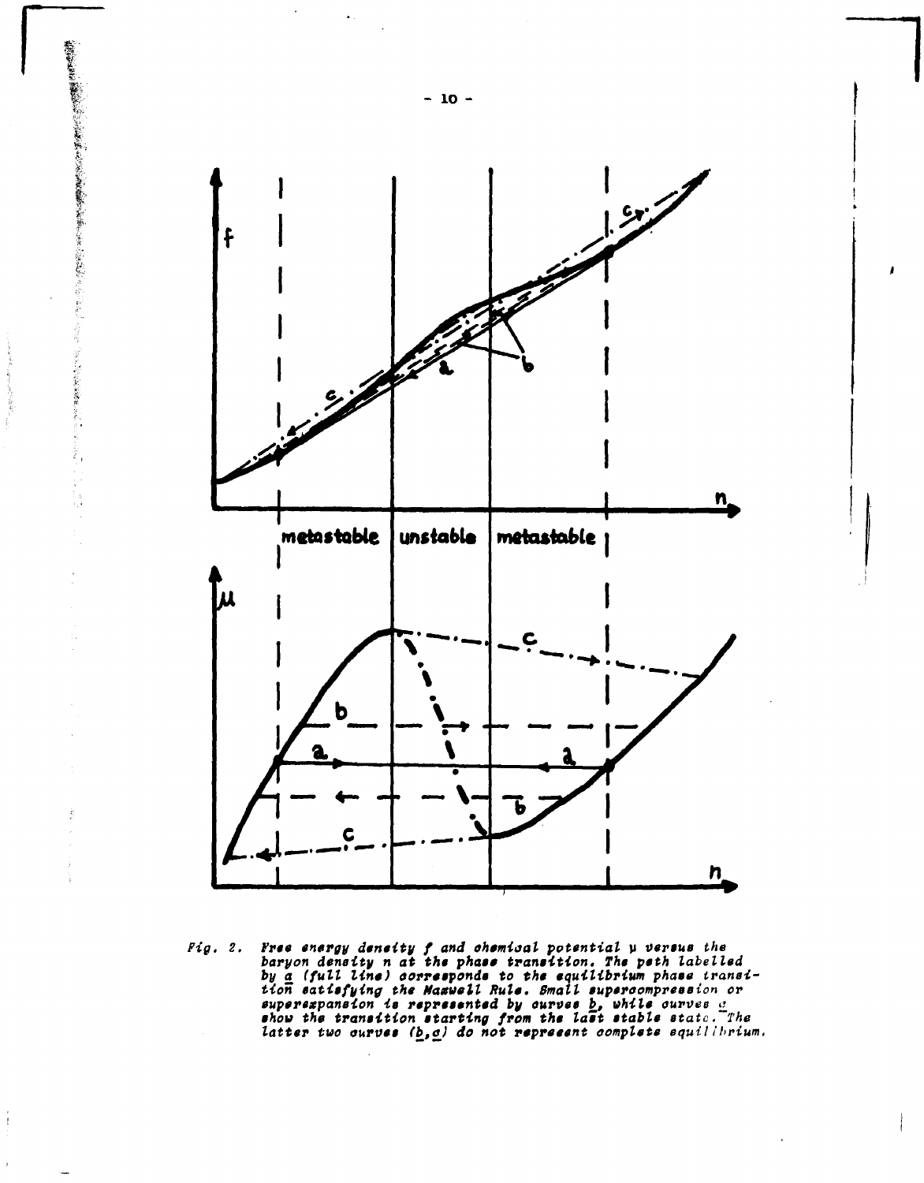Fig. 2. Free energy density $f$ and chemical potential $\mu$ versus the baryon density $n$ at the phase transition. The path labelled by a (full line) corresponds to the equilibrium phase transition satisfying the Maxwell Rule. Small supercompression or superexpansion is represented by curves b, while curves c show the transition starting from the last stable state. The latter two curves (b,c) do not represent complete equilibrium.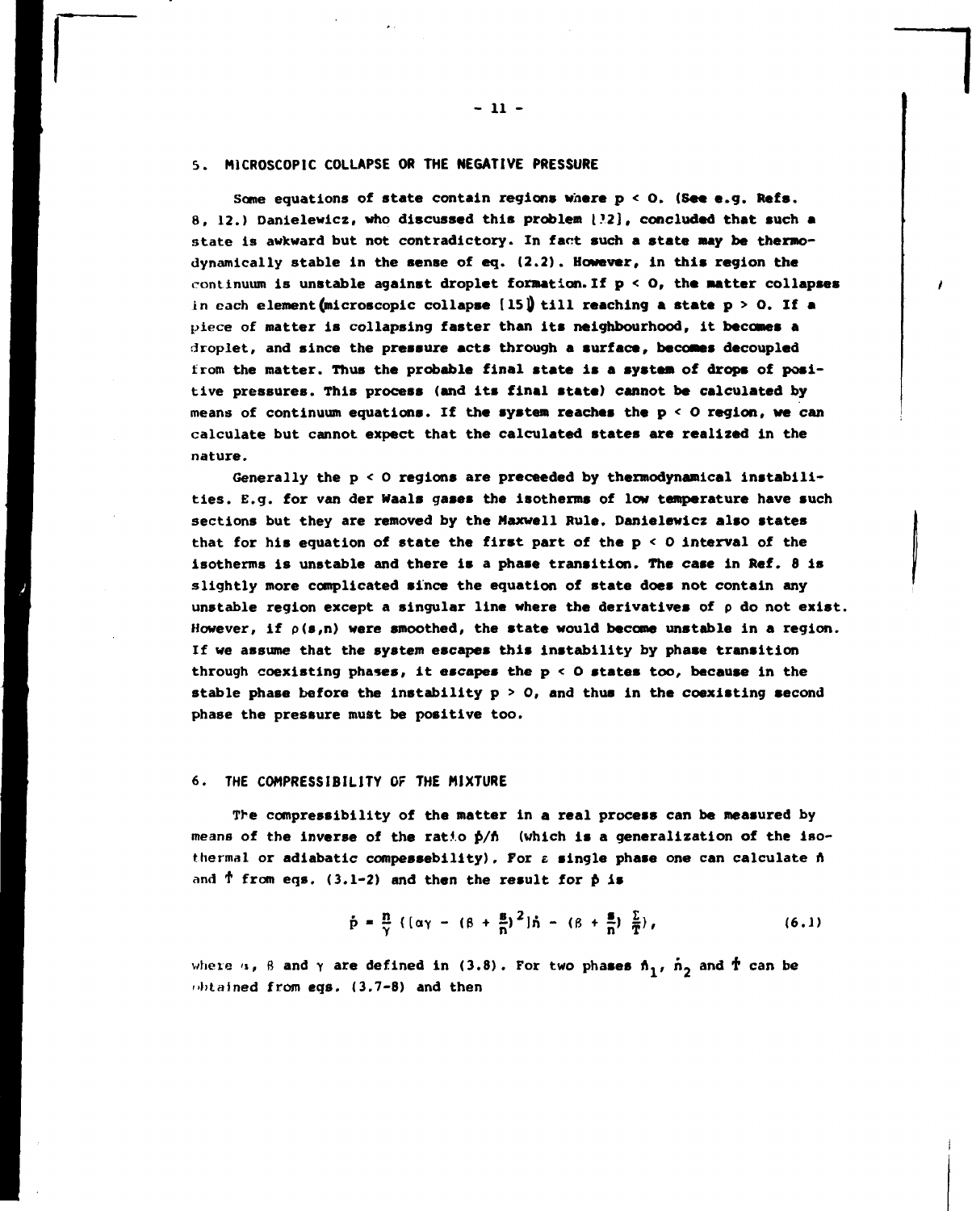## 5. MICROSCOPIC COLLAPSE OR THE NEGATIVE PRESSURE

Some equations of state contain regions where $p < 0$. (See e.g. Refs. 8, 12.) Danielewicz, who discussed this problem [12], concluded that such a state is awkward but not contradictory. In fact such a state may be thermodynamically stable in the sense of eq. (2.2). However, in this region the continuum is unstable against droplet formation. If $p < 0$, the matter collapses in each element (microscopic collapse [15]) till reaching a state $p > 0$. If a piece of matter is collapsing faster than its neighbourhood, it becomes a droplet, and since the pressure acts through a surface, becomes decoupled from the matter. Thus the probable final state is a system of drops of positive pressures. This process (and its final state) cannot be calculated by means of continuum equations. If the system reaches the $p < 0$ region, we can calculate but cannot expect that the calculated states are realized in the nature.

Generally the $p < 0$ regions are preceeded by thermodynamical instabilities. E.g. for van der Waals gases the isotherms of low temperature have such sections but they are removed by the Maxwell Rule. Danielewicz also states that for his equation of state the first part of the $p < 0$ interval of the isotherms is unstable and there is a phase transition. The case in Ref. 8 is slightly more complicated since the equation of state does not contain any unstable region except a singular line where the derivatives of $\rho$ do not exist. However, if $\rho(s,n)$ were smoothed, the state would become unstable in a region. If we assume that the system escapes this instability by phase transition through coexisting phases, it escapes the $p < 0$ states too, because in the stable phase before the instability $p > 0$, and thus in the coexisting second phase the pressure must be positive too.

## 6. THE COMPRESSIBILITY OF THE MIXTURE

The compressibility of the matter in a real process can be measured by means of the inverse of the ratio $\dot{p}/\dot{n}$ (which is a generalization of the isothermal or adiabatic compessebility). For a single phase one can calculate $\dot{n}$ and $\dot{T}$ from eqs. (3.1-2) and then the result for $\dot{p}$ is

$$\dot{p} = \frac{n}{\gamma} \left( [\alpha\gamma - (\beta + \frac{s}{n})^2]\dot{n} - (\beta + \frac{s}{n}) \frac{\Sigma}{T} \right), \tag{6.1}$$

where $\alpha$, $\beta$ and $\gamma$ are defined in (3.8). For two phases $\dot{n}_1$, $\dot{n}_2$ and $\dot{T}$ can be obtained from eqs. (3.7-8) and then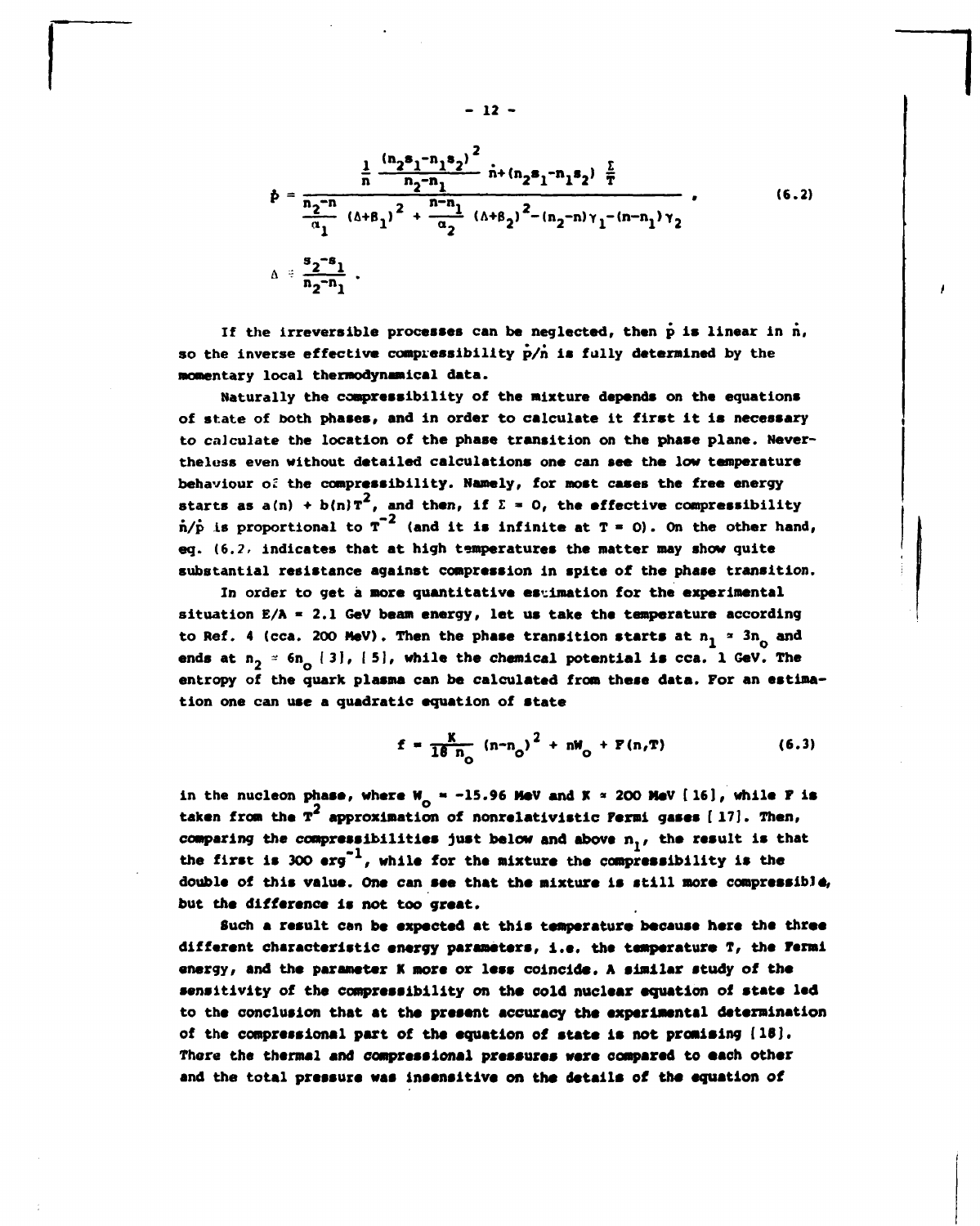$$\dot{p} = \frac{\frac{1}{n}\frac{(n_2 s_1 - n_1 s_2)^2}{n_2 - n_1}\,\dot{n} + (n_2 s_1 - n_1 s_2)\,\frac{\Sigma}{T}}{\frac{n_2 - n}{\alpha_1}\,(\Delta + \beta_1)^2 + \frac{n - n_1}{\alpha_2}\,(\Delta + \beta_2)^2 - (n_2 - n)\gamma_1 - (n - n_1)\gamma_2}\,, \qquad (6.2)$$

$$\Delta \doteq \frac{s_2 - s_1}{n_2 - n_1}\,.$$

If the irreversible processes can be neglected, then $\dot{p}$ is linear in $\dot{n}$, so the inverse effective compressibility $\dot{p}/\dot{n}$ is fully determined by the momentary local thermodynamical data.

Naturally the compressibility of the mixture depends on the equations of state of both phases, and in order to calculate it first it is necessary to calculate the location of the phase transition on the phase plane. Nevertheless even without detailed calculations one can see the low temperature behaviour of the compressibility. Namely, for most cases the free energy starts as $a(n) + b(n)T^2$, and then, if $\Sigma = 0$, the effective compressibility $\dot{n}/\dot{p}$ is proportional to $T^{-2}$ (and it is infinite at $T = 0$). On the other hand, eq. (6.2) indicates that at high temperatures the matter may show quite substantial resistance against compression in spite of the phase transition.

In order to get a more quantitative estimation for the experimental situation $E/A = 2.1$ GeV beam energy, let us take the temperature according to Ref. 4 (cca. 200 MeV). Then the phase transition starts at $n_1 \approx 3n_o$ and ends at $n_2 \approx 6n_o$ [3], [5], while the chemical potential is cca. 1 GeV. The entropy of the quark plasma can be calculated from these data. For an estimation one can use a quadratic equation of state

$$f = \frac{K}{18\, n_o}\,(n - n_o)^2 + nW_o + F(n,T) \qquad (6.3)$$

in the nucleon phase, where $W_o = -15.96$ MeV and $K \approx 200$ MeV [16], while $F$ is taken from the $T^2$ approximation of nonrelativistic Fermi gases [17]. Then, comparing the compressibilities just below and above $n_1$, the result is that the first is 300 $\mathrm{erg}^{-1}$, while for the mixture the compressibility is the double of this value. One can see that the mixture is still more compressible, but the difference is not too great.

Such a result can be expected at this temperature because here the three different characteristic energy parameters, i.e. the temperature $T$, the Fermi energy, and the parameter $K$ more or less coincide. A similar study of the sensitivity of the compressibility on the cold nuclear equation of state led to the conclusion that at the present accuracy the experimental determination of the compressional part of the equation of state is not promising [18]. There the thermal and compressional pressures were compared to each other and the total pressure was insensitive on the details of the equation of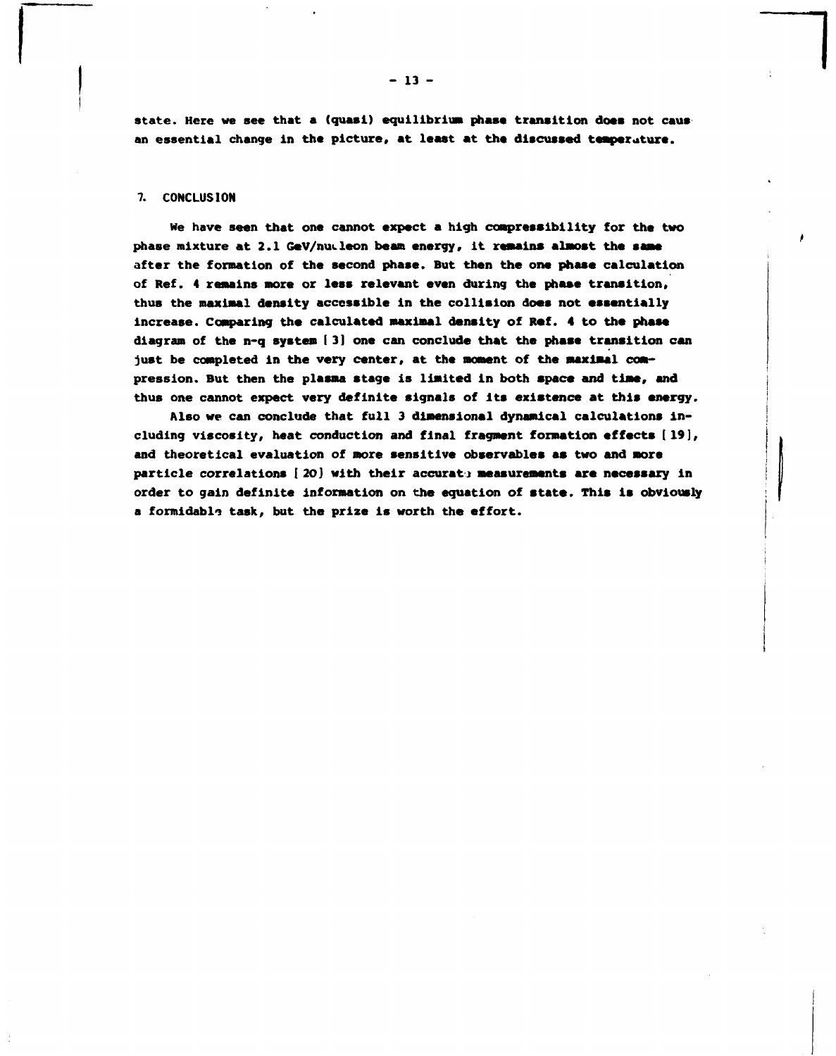state. Here we see that a (quasi) equilibrium phase transition does not caus an essential change in the picture, at least at the discussed temperature.

## 7. CONCLUSION

We have seen that one cannot expect a high compressibility for the two phase mixture at 2.1 GeV/nucleon beam energy, it remains almost the same after the formation of the second phase. But then the one phase calculation of Ref. 4 remains more or less relevant even during the phase transition, thus the maximal density accessible in the collision does not essentially increase. Comparing the calculated maximal density of Ref. 4 to the phase diagram of the n-q system [3] one can conclude that the phase transition can just be completed in the very center, at the moment of the maximal compression. But then the plasma stage is limited in both space and time, and thus one cannot expect very definite signals of its existence at this energy.

Also we can conclude that full 3 dimensional dynamical calculations including viscosity, heat conduction and final fragment formation effects [19], and theoretical evaluation of more sensitive observables as two and more particle correlations [20] with their accurate measurements are necessary in order to gain definite information on the equation of state. This is obviously a formidable task, but the prize is worth the effort.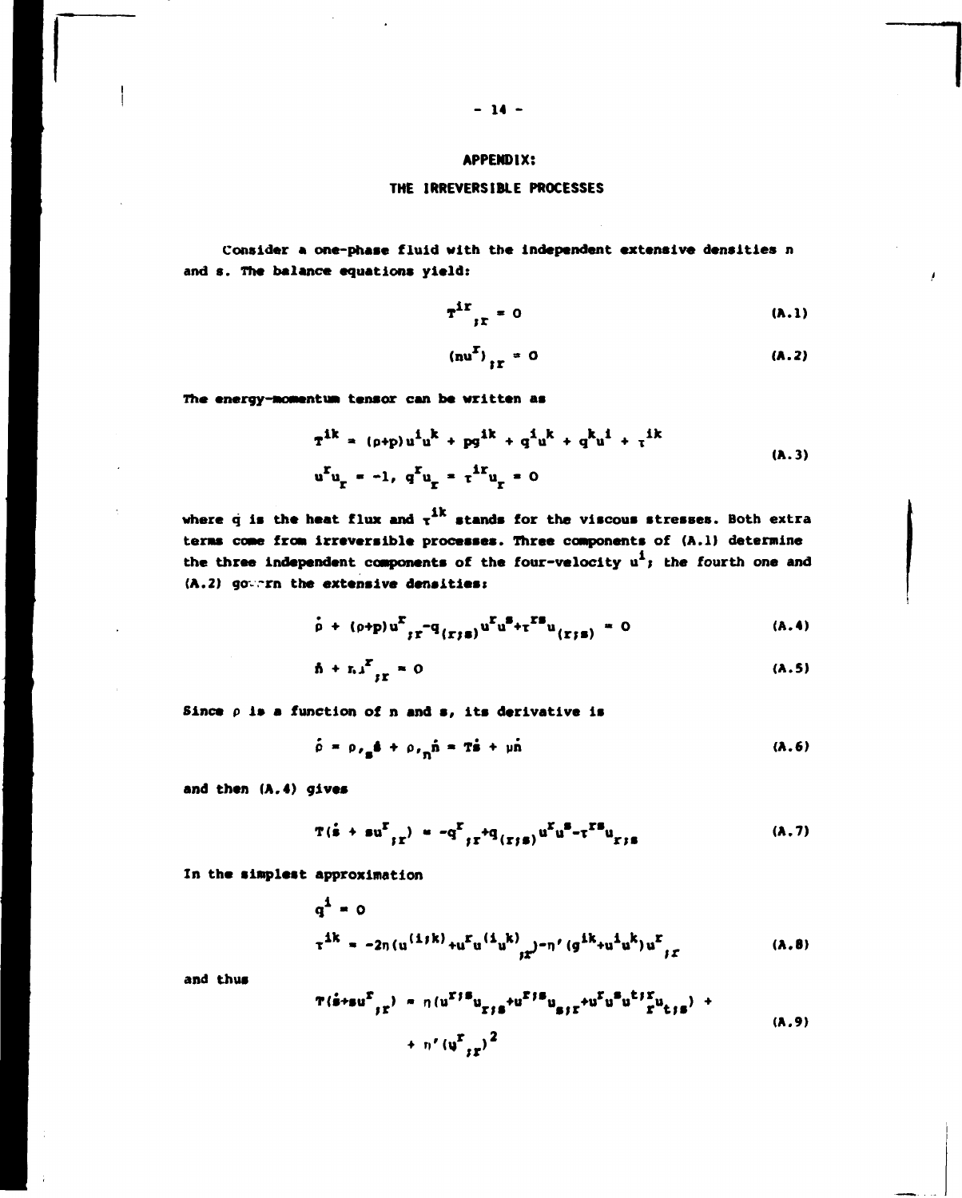## APPENDIX:

### THE IRREVERSIBLE PROCESSES

Consider a one-phase fluid with the independent extensive densities n and s. The balance equations yield:

$$T^{ir}{}_{;r} = 0 \tag{A.1}$$

$$(nu^r)_{;r} = 0 \tag{A.2}$$

The energy-momentum tensor can be written as

$$\begin{aligned} T^{ik} &= (\rho+p)u^i u^k + pg^{ik} + q^i u^k + q^k u^i + \tau^{ik} \\ u^r u_r &= -1,\ q^r u_r = \tau^{ir} u_r = 0 \end{aligned} \tag{A.3}$$

where q is the heat flux and $\tau^{ik}$ stands for the viscous stresses. Both extra terms come from irreversible processes. Three components of (A.1) determine the three independent components of the four-velocity $u^i$; the fourth one and (A.2) govern the extensive densities:

$$\dot{\rho} + (\rho+p)u^r{}_{;r} - q_{(r;s)}u^r u^s + \tau^{rs}u_{(r;s)} = 0 \tag{A.4}$$

$$\dot{n} + nu^r{}_{;r} = 0 \tag{A.5}$$

Since $\rho$ is a function of n and s, its derivative is

$$\dot{\rho} = \rho_{,s}\dot{s} + \rho_{,n}\dot{n} = T\dot{s} + \mu\dot{n} \tag{A.6}$$

and then (A.4) gives

$$T(\dot{s} + su^r{}_{;r}) = -q^r{}_{;r} + q_{(r;s)}u^r u^s - \tau^{rs}u_{r;s} \tag{A.7}$$

In the simplest approximation

$$\begin{aligned} q^i &= 0 \\ \tau^{ik} &= -2\eta(u^{(i;k)} + u^r u^{(i}u^{k)}{}_{;r}) - \eta'(g^{ik} + u^i u^k)u^r{}_{;r} \end{aligned} \tag{A.8}$$

and thus

$$\begin{aligned} T(\dot{s} + su^r{}_{;r}) = \eta(u^{r;s}u_{r;s} + u^{r;s}u_{s;r} + u^r u^s u^{t;}{}_r u_{t;s}) + \\ + \eta'(u^r{}_{;r})^2 \end{aligned} \tag{A.9}$$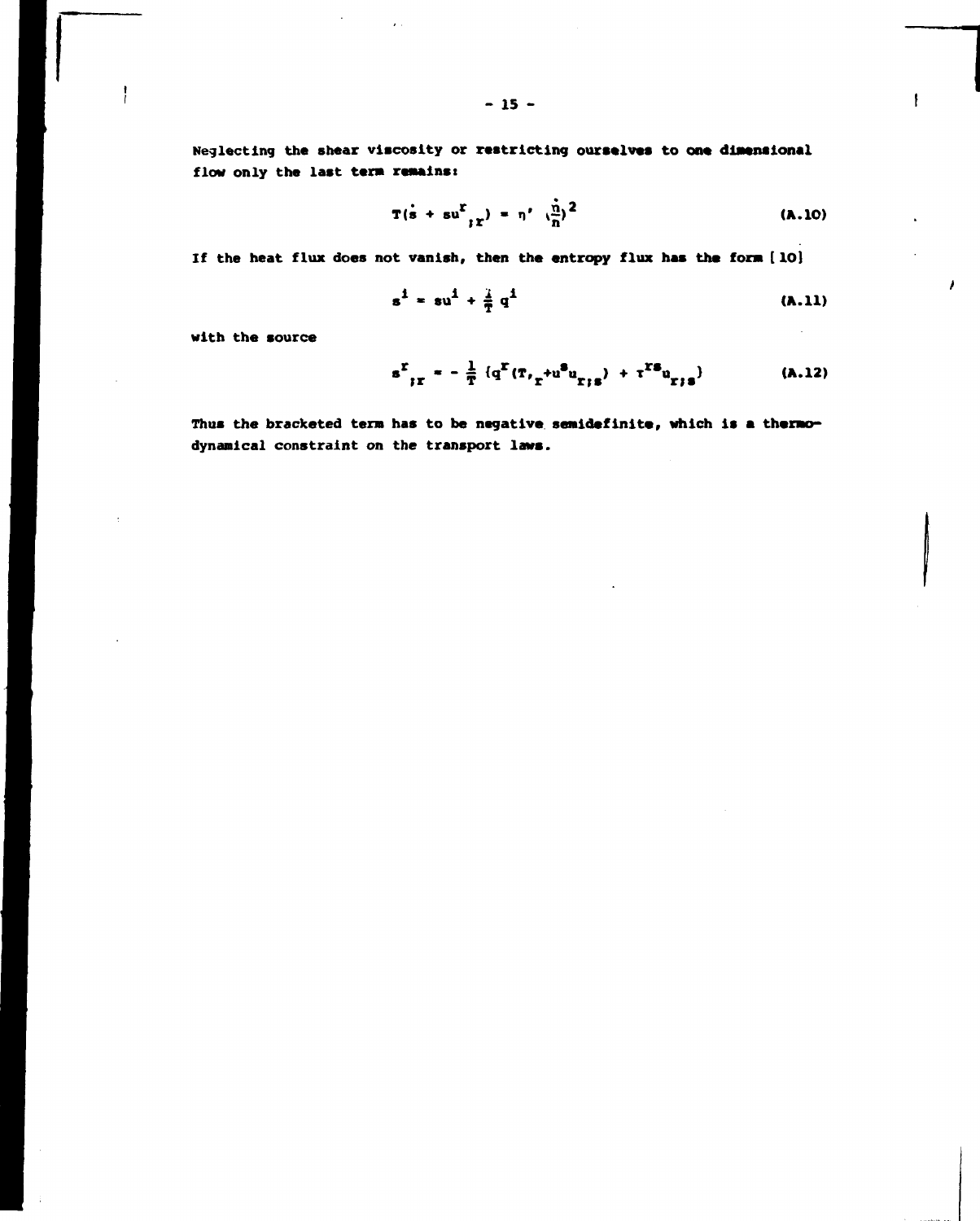Neglecting the shear viscosity or restricting ourselves to one dimensional flow only the last term remains:

$$T(\dot{s} + su^r{}_{;r}) = \eta' \left(\frac{\dot{n}}{n}\right)^2 \tag{A.10}$$

If the heat flux does not vanish, then the entropy flux has the form [10]

$$s^i = su^i + \frac{1}{T} q^i \tag{A.11}$$

with the source

$$s^r{}_{;r} = - \frac{1}{T} \{q^r(T,_r + u^s u_{r;s}) + \tau^{rs} u_{r;s}\} \tag{A.12}$$

Thus the bracketed term has to be negative semidefinite, which is a thermodynamical constraint on the transport laws.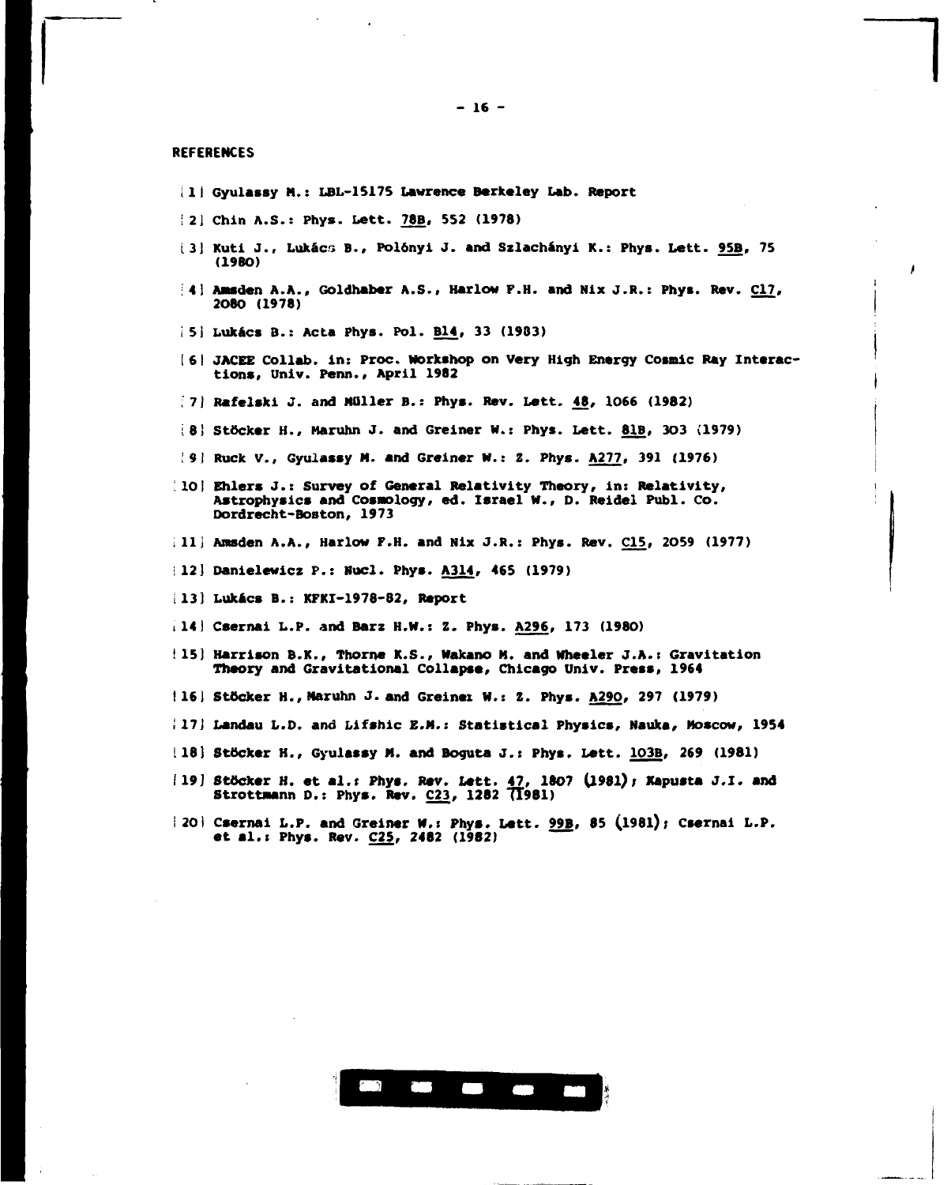## REFERENCES

[1] Gyulassy M.: LBL-15175 Lawrence Berkeley Lab. Report

[2] Chin A.S.: Phys. Lett. 78B, 552 (1978)

[3] Kuti J., Lukács B., Polónyi J. and Szlachányi K.: Phys. Lett. 95B, 75 (1980)

[4] Amsden A.A., Goldhaber A.S., Harlow F.H. and Nix J.R.: Phys. Rev. C17, 2080 (1978)

[5] Lukács B.: Acta Phys. Pol. B14, 33 (1983)

[6] JACEE Collab. in: Proc. Workshop on Very High Energy Cosmic Ray Interactions, Univ. Penn., April 1982

[7] Rafelski J. and Müller B.: Phys. Rev. Lett. 48, 1066 (1982)

[8] Stöcker H., Maruhn J. and Greiner W.: Phys. Lett. 81B, 303 (1979)

[9] Ruck V., Gyulassy M. and Greiner W.: Z. Phys. A277, 391 (1976)

[10] Ehlers J.: Survey of General Relativity Theory, in: Relativity, Astrophysics and Cosmology, ed. Israel W., D. Reidel Publ. Co. Dordrecht-Boston, 1973

[11] Amsden A.A., Harlow F.H. and Nix J.R.: Phys. Rev. C15, 2059 (1977)

[12] Danielewicz P.: Nucl. Phys. A314, 465 (1979)

[13] Lukács B.: KFKI-1978-82, Report

[14] Csernai L.P. and Barz H.W.: Z. Phys. A296, 173 (1980)

[15] Harrison B.K., Thorne K.S., Wakano M. and Wheeler J.A.: Gravitation Theory and Gravitational Collapse, Chicago Univ. Press, 1964

[16] Stöcker H., Maruhn J. and Greiner W.: Z. Phys. A290, 297 (1979)

[17] Landau L.D. and Lifshic E.M.: Statistical Physics, Nauka, Moscow, 1954

[18] Stöcker H., Gyulassy M. and Boguta J.: Phys. Lett. 103B, 269 (1981)

[19] Stöcker H. et al.: Phys. Rev. Lett. 47, 1807 (1981); Kapusta J.I. and Strottmann D.: Phys. Rev. C23, 1282 (1981)

[20] Csernai L.P. and Greiner W.: Phys. Lett. 99B, 85 (1981); Csernai L.P. et al.: Phys. Rev. C25, 2482 (1982)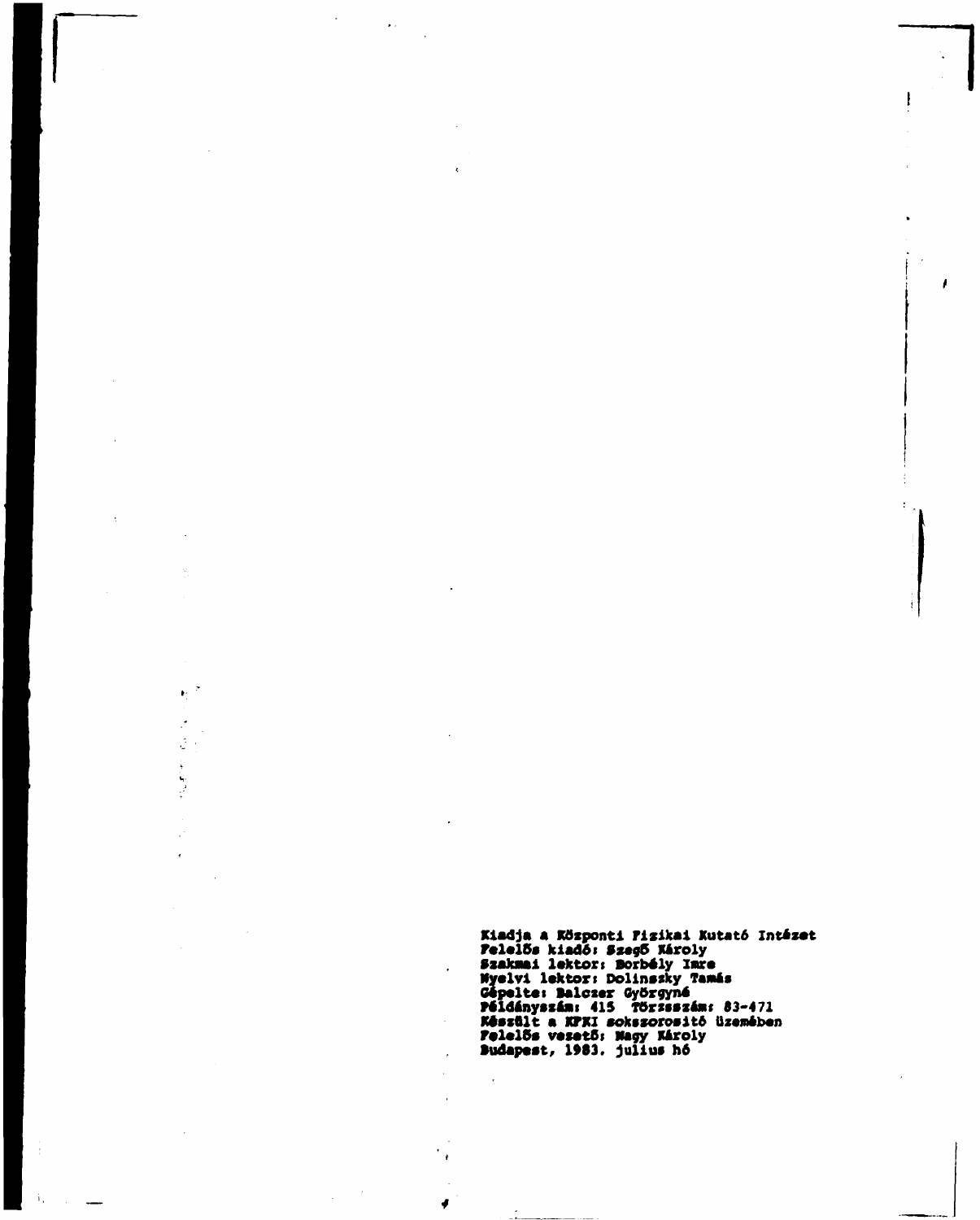Kiadja a Központi Fizikai Kutató Intézet
Felelős kiadó: Szegő Károly
Szakmai lektor: Borbély Imre
Nyelvi lektor: Dolinszky Tamás
Gépelte: Balczer Györgyné
Példányszám: 415 Törzsszám: 83-471
Készült a KFKI sokszorosító üzemében
Felelős vezető: Nagy Károly
Budapest, 1983. julius hó